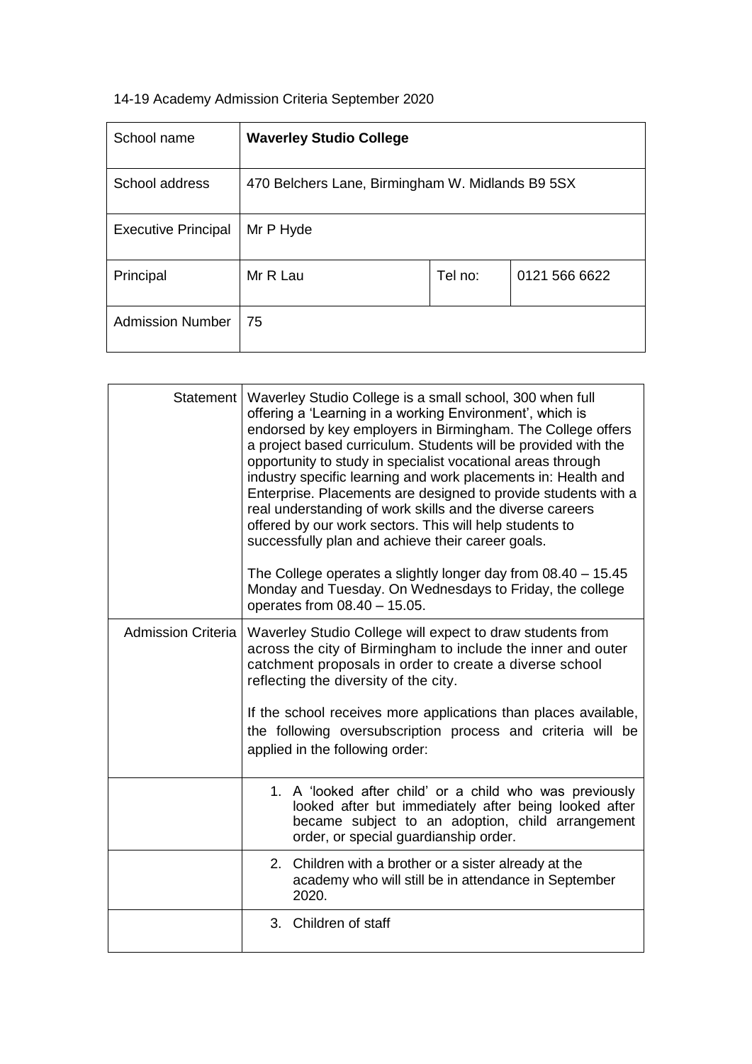14-19 Academy Admission Criteria September 2020

| School name | **Waverley Studio College** | | |
|---|---|---|---|
| School address | 470 Belchers Lane, Birmingham W. Midlands B9 5SX | | |
| Executive Principal | Mr P Hyde | | |
| Principal | Mr R Lau | Tel no: | 0121 566 6622 |
| Admission Number | 75 | | |

| | |
|---|---|
| Statement | Waverley Studio College is a small school, 300 when full offering a 'Learning in a working Environment', which is endorsed by key employers in Birmingham. The College offers a project based curriculum. Students will be provided with the opportunity to study in specialist vocational areas through industry specific learning and work placements in: Health and Enterprise. Placements are designed to provide students with a real understanding of work skills and the diverse careers offered by our work sectors. This will help students to successfully plan and achieve their career goals.<br><br>The College operates a slightly longer day from 08.40 – 15.45 Monday and Tuesday. On Wednesdays to Friday, the college operates from 08.40 – 15.05. |
| Admission Criteria | Waverley Studio College will expect to draw students from across the city of Birmingham to include the inner and outer catchment proposals in order to create a diverse school reflecting the diversity of the city.<br><br>If the school receives more applications than places available, the following oversubscription process and criteria will be applied in the following order: |
| | 1. A 'looked after child' or a child who was previously looked after but immediately after being looked after became subject to an adoption, child arrangement order, or special guardianship order. |
| | 2. Children with a brother or a sister already at the academy who will still be in attendance in September 2020. |
| | 3. Children of staff |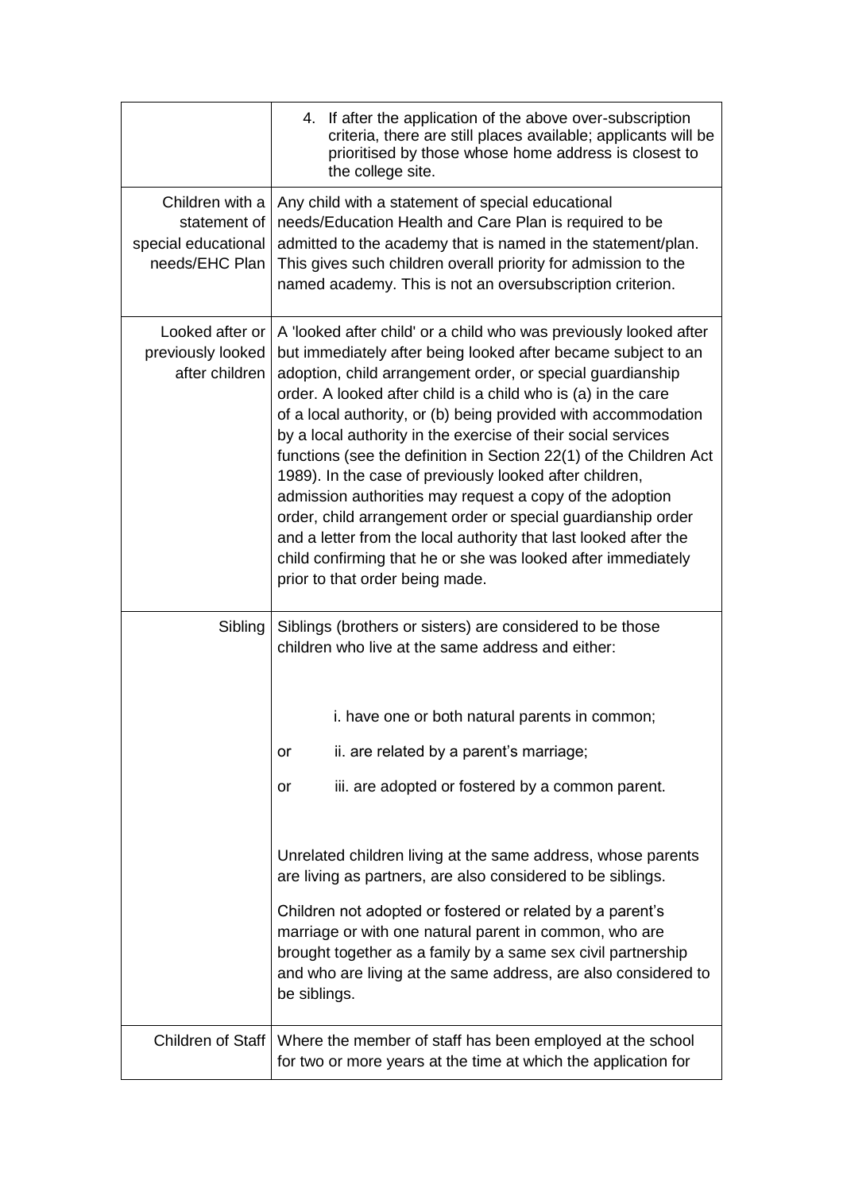| | |
|---|---|
| | 4. If after the application of the above over-subscription criteria, there are still places available; applicants will be prioritised by those whose home address is closest to the college site. |
| Children with a statement of special educational needs/EHC Plan | Any child with a statement of special educational needs/Education Health and Care Plan is required to be admitted to the academy that is named in the statement/plan. This gives such children overall priority for admission to the named academy. This is not an oversubscription criterion. |
| Looked after or previously looked after children | A 'looked after child' or a child who was previously looked after but immediately after being looked after became subject to an adoption, child arrangement order, or special guardianship order. A looked after child is a child who is (a) in the care of a local authority, or (b) being provided with accommodation by a local authority in the exercise of their social services functions (see the definition in Section 22(1) of the Children Act 1989). In the case of previously looked after children, admission authorities may request a copy of the adoption order, child arrangement order or special guardianship order and a letter from the local authority that last looked after the child confirming that he or she was looked after immediately prior to that order being made. |
| Sibling | Siblings (brothers or sisters) are considered to be those children who live at the same address and either:<br><br>i. have one or both natural parents in common;<br>or ii. are related by a parent's marriage;<br>or iii. are adopted or fostered by a common parent.<br><br>Unrelated children living at the same address, whose parents are living as partners, are also considered to be siblings.<br><br>Children not adopted or fostered or related by a parent's marriage or with one natural parent in common, who are brought together as a family by a same sex civil partnership and who are living at the same address, are also considered to be siblings. |
| Children of Staff | Where the member of staff has been employed at the school for two or more years at the time at which the application for |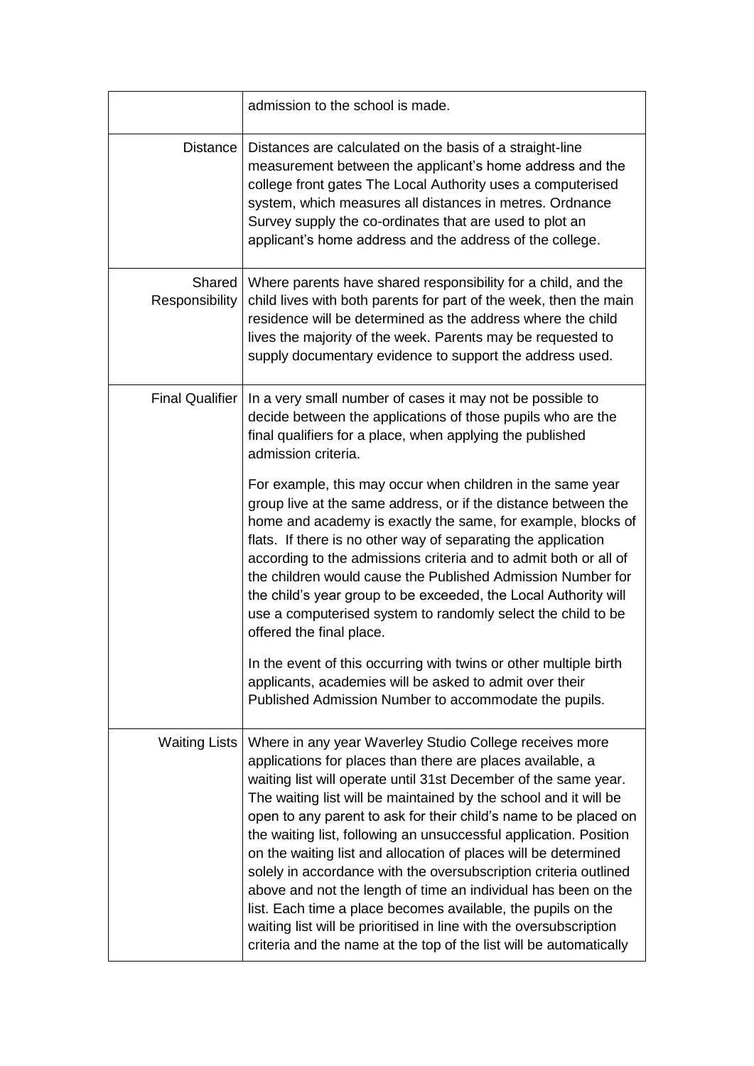| | |
|---|---|
| | admission to the school is made. |
| Distance | Distances are calculated on the basis of a straight-line measurement between the applicant's home address and the college front gates The Local Authority uses a computerised system, which measures all distances in metres. Ordnance Survey supply the co-ordinates that are used to plot an applicant's home address and the address of the college. |
| Shared Responsibility | Where parents have shared responsibility for a child, and the child lives with both parents for part of the week, then the main residence will be determined as the address where the child lives the majority of the week. Parents may be requested to supply documentary evidence to support the address used. |
| Final Qualifier | In a very small number of cases it may not be possible to decide between the applications of those pupils who are the final qualifiers for a place, when applying the published admission criteria.<br><br>For example, this may occur when children in the same year group live at the same address, or if the distance between the home and academy is exactly the same, for example, blocks of flats. If there is no other way of separating the application according to the admissions criteria and to admit both or all of the children would cause the Published Admission Number for the child's year group to be exceeded, the Local Authority will use a computerised system to randomly select the child to be offered the final place.<br><br>In the event of this occurring with twins or other multiple birth applicants, academies will be asked to admit over their Published Admission Number to accommodate the pupils. |
| Waiting Lists | Where in any year Waverley Studio College receives more applications for places than there are places available, a waiting list will operate until 31st December of the same year. The waiting list will be maintained by the school and it will be open to any parent to ask for their child's name to be placed on the waiting list, following an unsuccessful application. Position on the waiting list and allocation of places will be determined solely in accordance with the oversubscription criteria outlined above and not the length of time an individual has been on the list. Each time a place becomes available, the pupils on the waiting list will be prioritised in line with the oversubscription criteria and the name at the top of the list will be automatically |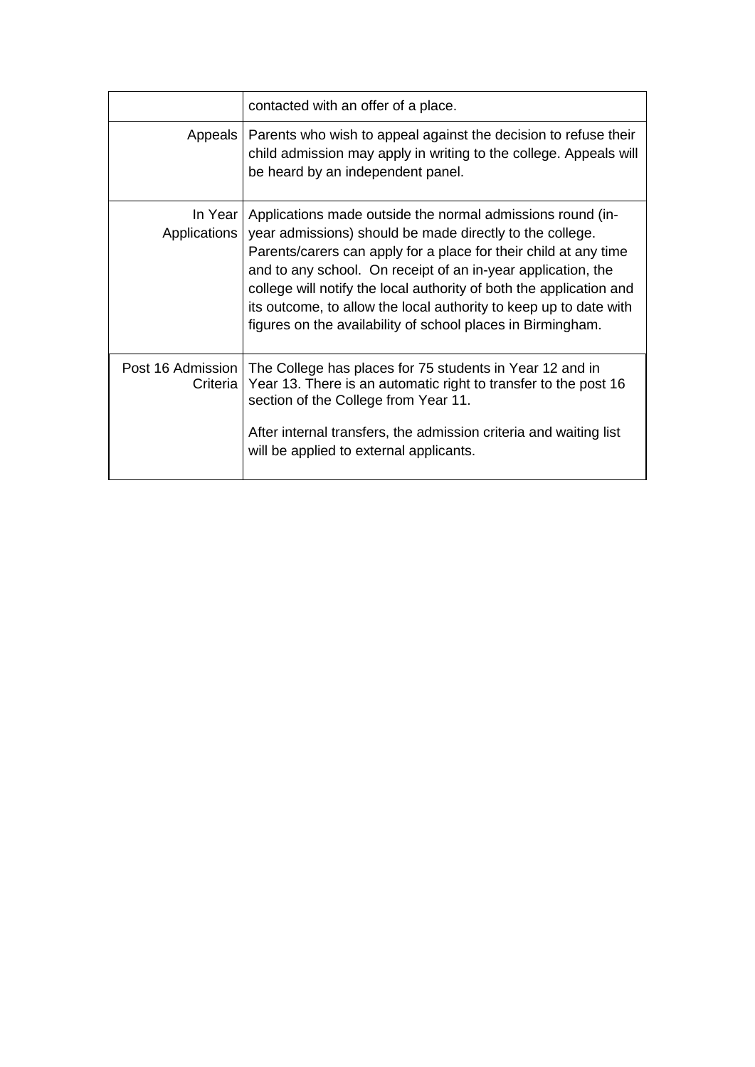| | |
|---|---|
| | contacted with an offer of a place. |
| Appeals | Parents who wish to appeal against the decision to refuse their child admission may apply in writing to the college. Appeals will be heard by an independent panel. |
| In Year Applications | Applications made outside the normal admissions round (in-year admissions) should be made directly to the college. Parents/carers can apply for a place for their child at any time and to any school. On receipt of an in-year application, the college will notify the local authority of both the application and its outcome, to allow the local authority to keep up to date with figures on the availability of school places in Birmingham. |
| Post 16 Admission Criteria | The College has places for 75 students in Year 12 and in Year 13. There is an automatic right to transfer to the post 16 section of the College from Year 11.<br><br>After internal transfers, the admission criteria and waiting list will be applied to external applicants. |